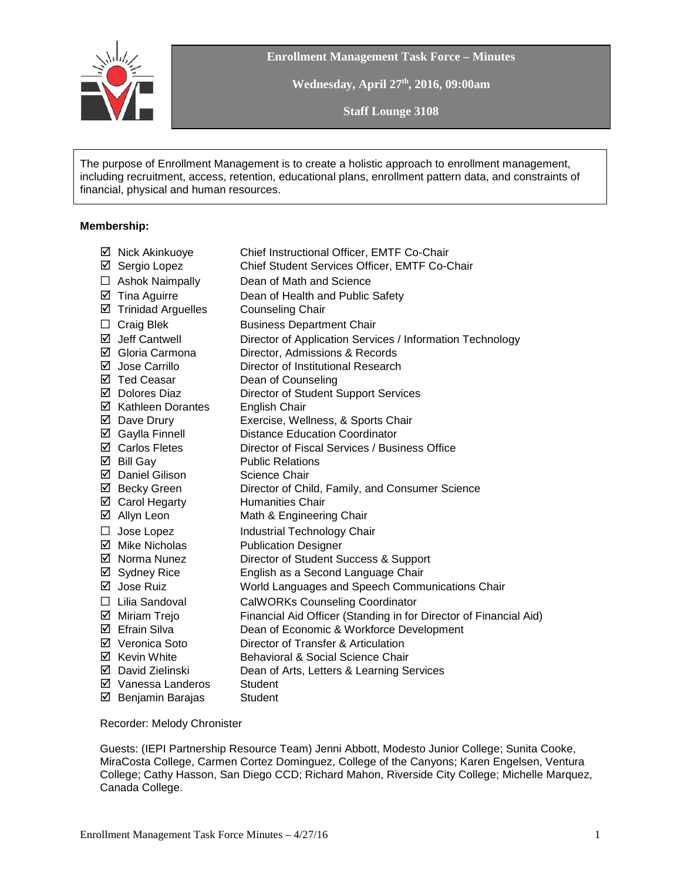# Enrollment Management Task Force – Minutes

**Wednesday, April 27th, 2016, 09:00am**

**Staff Lounge 3108**

The purpose of Enrollment Management is to create a holistic approach to enrollment management, including recruitment, access, retention, educational plans, enrollment pattern data, and constraints of financial, physical and human resources.

**Membership:**

| | |
|---|---|
| ☑ Nick Akinkuoye | Chief Instructional Officer, EMTF Co-Chair |
| ☑ Sergio Lopez | Chief Student Services Officer, EMTF Co-Chair |
| ☐ Ashok Naimpally | Dean of Math and Science |
| ☑ Tina Aguirre | Dean of Health and Public Safety |
| ☑ Trinidad Arguelles | Counseling Chair |
| ☐ Craig Blek | Business Department Chair |
| ☑ Jeff Cantwell | Director of Application Services / Information Technology |
| ☑ Gloria Carmona | Director, Admissions & Records |
| ☑ Jose Carrillo | Director of Institutional Research |
| ☑ Ted Ceasar | Dean of Counseling |
| ☑ Dolores Diaz | Director of Student Support Services |
| ☑ Kathleen Dorantes | English Chair |
| ☑ Dave Drury | Exercise, Wellness, & Sports Chair |
| ☑ Gaylla Finnell | Distance Education Coordinator |
| ☑ Carlos Fletes | Director of Fiscal Services / Business Office |
| ☑ Bill Gay | Public Relations |
| ☑ Daniel Gilison | Science Chair |
| ☑ Becky Green | Director of Child, Family, and Consumer Science |
| ☑ Carol Hegarty | Humanities Chair |
| ☑ Allyn Leon | Math & Engineering Chair |
| ☐ Jose Lopez | Industrial Technology Chair |
| ☑ Mike Nicholas | Publication Designer |
| ☑ Norma Nunez | Director of Student Success & Support |
| ☑ Sydney Rice | English as a Second Language Chair |
| ☑ Jose Ruiz | World Languages and Speech Communications Chair |
| ☐ Lilia Sandoval | CalWORKs Counseling Coordinator |
| ☑ Miriam Trejo | Financial Aid Officer (Standing in for Director of Financial Aid) |
| ☑ Efrain Silva | Dean of Economic & Workforce Development |
| ☑ Veronica Soto | Director of Transfer & Articulation |
| ☑ Kevin White | Behavioral & Social Science Chair |
| ☑ David Zielinski | Dean of Arts, Letters & Learning Services |
| ☑ Vanessa Landeros | Student |
| ☑ Benjamin Barajas | Student |

Recorder: Melody Chronister

Guests: (IEPI Partnership Resource Team) Jenni Abbott, Modesto Junior College; Sunita Cooke, MiraCosta College, Carmen Cortez Dominguez, College of the Canyons; Karen Engelsen, Ventura College; Cathy Hasson, San Diego CCD; Richard Mahon, Riverside City College; Michelle Marquez, Canada College.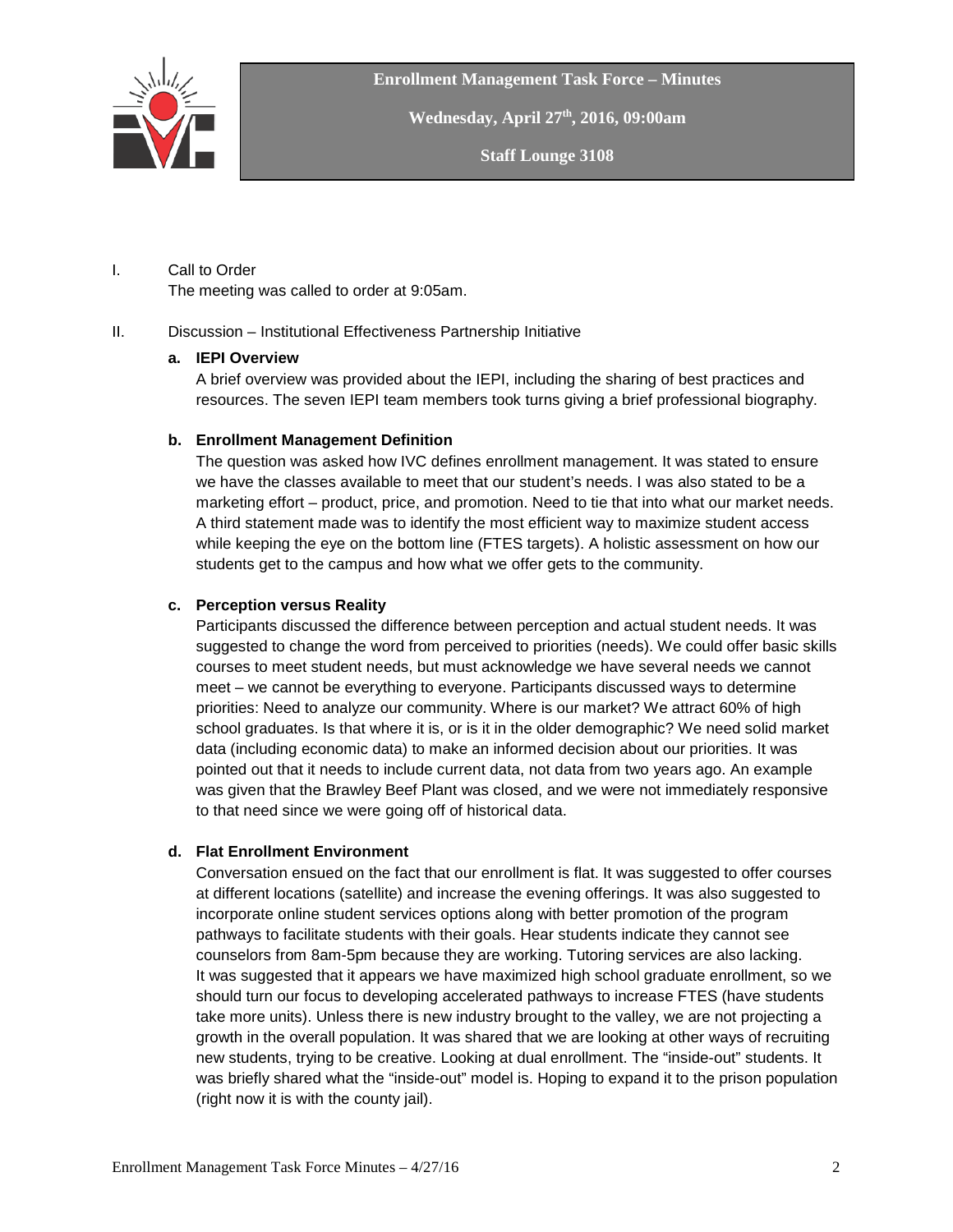**Enrollment Management Task Force – Minutes**

**Wednesday, April 27th, 2016, 09:00am**

**Staff Lounge 3108**

I. Call to Order
The meeting was called to order at 9:05am.

II. Discussion – Institutional Effectiveness Partnership Initiative

**a. IEPI Overview**

A brief overview was provided about the IEPI, including the sharing of best practices and resources. The seven IEPI team members took turns giving a brief professional biography.

**b. Enrollment Management Definition**

The question was asked how IVC defines enrollment management. It was stated to ensure we have the classes available to meet that our student's needs. I was also stated to be a marketing effort – product, price, and promotion. Need to tie that into what our market needs. A third statement made was to identify the most efficient way to maximize student access while keeping the eye on the bottom line (FTES targets). A holistic assessment on how our students get to the campus and how what we offer gets to the community.

**c. Perception versus Reality**

Participants discussed the difference between perception and actual student needs. It was suggested to change the word from perceived to priorities (needs). We could offer basic skills courses to meet student needs, but must acknowledge we have several needs we cannot meet – we cannot be everything to everyone. Participants discussed ways to determine priorities: Need to analyze our community. Where is our market? We attract 60% of high school graduates. Is that where it is, or is it in the older demographic? We need solid market data (including economic data) to make an informed decision about our priorities. It was pointed out that it needs to include current data, not data from two years ago. An example was given that the Brawley Beef Plant was closed, and we were not immediately responsive to that need since we were going off of historical data.

**d. Flat Enrollment Environment**

Conversation ensued on the fact that our enrollment is flat. It was suggested to offer courses at different locations (satellite) and increase the evening offerings. It was also suggested to incorporate online student services options along with better promotion of the program pathways to facilitate students with their goals. Hear students indicate they cannot see counselors from 8am-5pm because they are working. Tutoring services are also lacking. It was suggested that it appears we have maximized high school graduate enrollment, so we should turn our focus to developing accelerated pathways to increase FTES (have students take more units). Unless there is new industry brought to the valley, we are not projecting a growth in the overall population. It was shared that we are looking at other ways of recruiting new students, trying to be creative. Looking at dual enrollment. The "inside-out" students. It was briefly shared what the "inside-out" model is. Hoping to expand it to the prison population (right now it is with the county jail).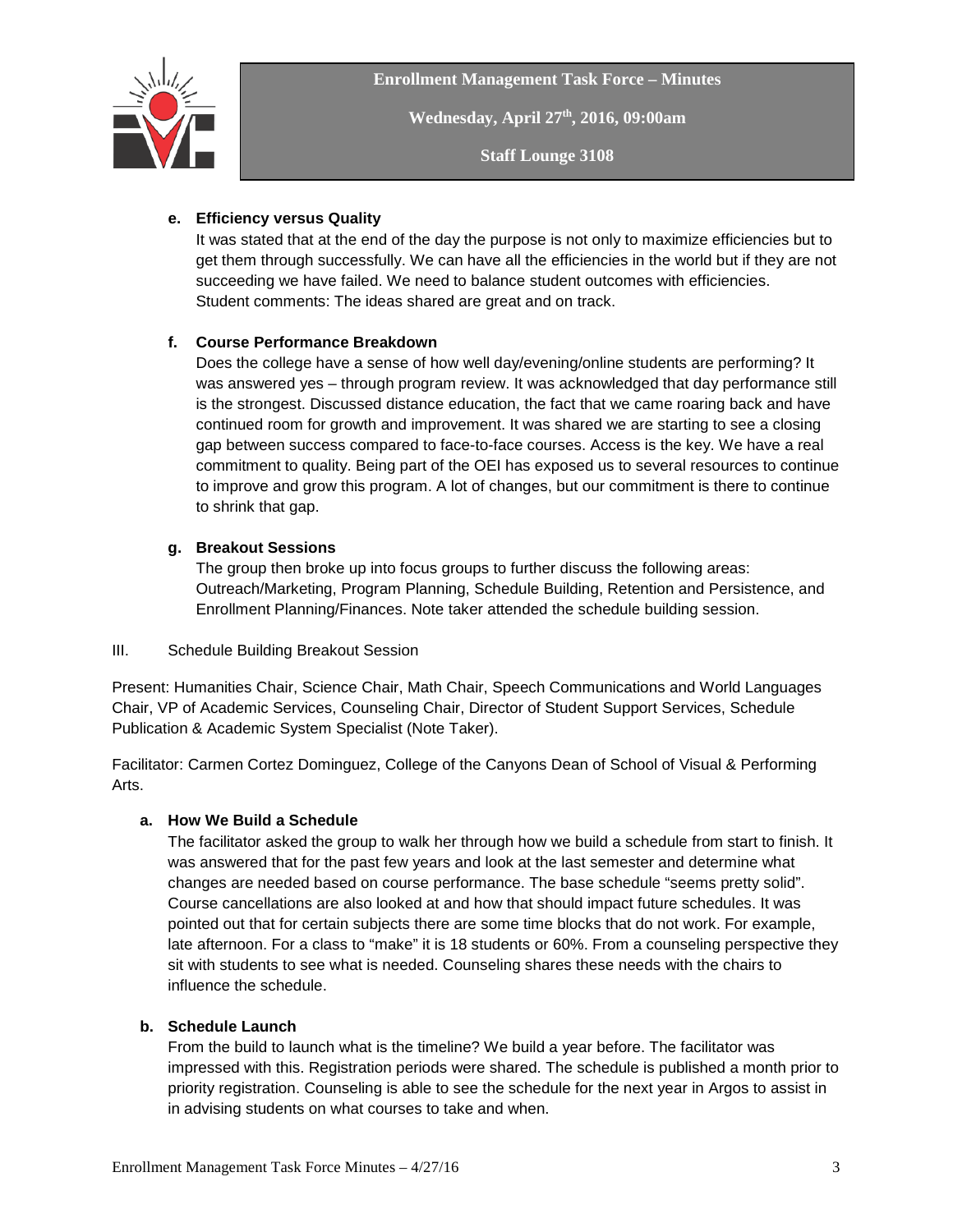**e. Efficiency versus Quality**

It was stated that at the end of the day the purpose is not only to maximize efficiencies but to get them through successfully. We can have all the efficiencies in the world but if they are not succeeding we have failed. We need to balance student outcomes with efficiencies. Student comments: The ideas shared are great and on track.

**f. Course Performance Breakdown**

Does the college have a sense of how well day/evening/online students are performing? It was answered yes – through program review. It was acknowledged that day performance still is the strongest. Discussed distance education, the fact that we came roaring back and have continued room for growth and improvement. It was shared we are starting to see a closing gap between success compared to face-to-face courses. Access is the key. We have a real commitment to quality. Being part of the OEI has exposed us to several resources to continue to improve and grow this program. A lot of changes, but our commitment is there to continue to shrink that gap.

**g. Breakout Sessions**

The group then broke up into focus groups to further discuss the following areas: Outreach/Marketing, Program Planning, Schedule Building, Retention and Persistence, and Enrollment Planning/Finances. Note taker attended the schedule building session.

III. Schedule Building Breakout Session

Present: Humanities Chair, Science Chair, Math Chair, Speech Communications and World Languages Chair, VP of Academic Services, Counseling Chair, Director of Student Support Services, Schedule Publication & Academic System Specialist (Note Taker).

Facilitator: Carmen Cortez Dominguez, College of the Canyons Dean of School of Visual & Performing Arts.

**a. How We Build a Schedule**

The facilitator asked the group to walk her through how we build a schedule from start to finish. It was answered that for the past few years and look at the last semester and determine what changes are needed based on course performance. The base schedule "seems pretty solid". Course cancellations are also looked at and how that should impact future schedules. It was pointed out that for certain subjects there are some time blocks that do not work. For example, late afternoon. For a class to "make" it is 18 students or 60%. From a counseling perspective they sit with students to see what is needed. Counseling shares these needs with the chairs to influence the schedule.

**b. Schedule Launch**

From the build to launch what is the timeline? We build a year before. The facilitator was impressed with this. Registration periods were shared. The schedule is published a month prior to priority registration. Counseling is able to see the schedule for the next year in Argos to assist in in advising students on what courses to take and when.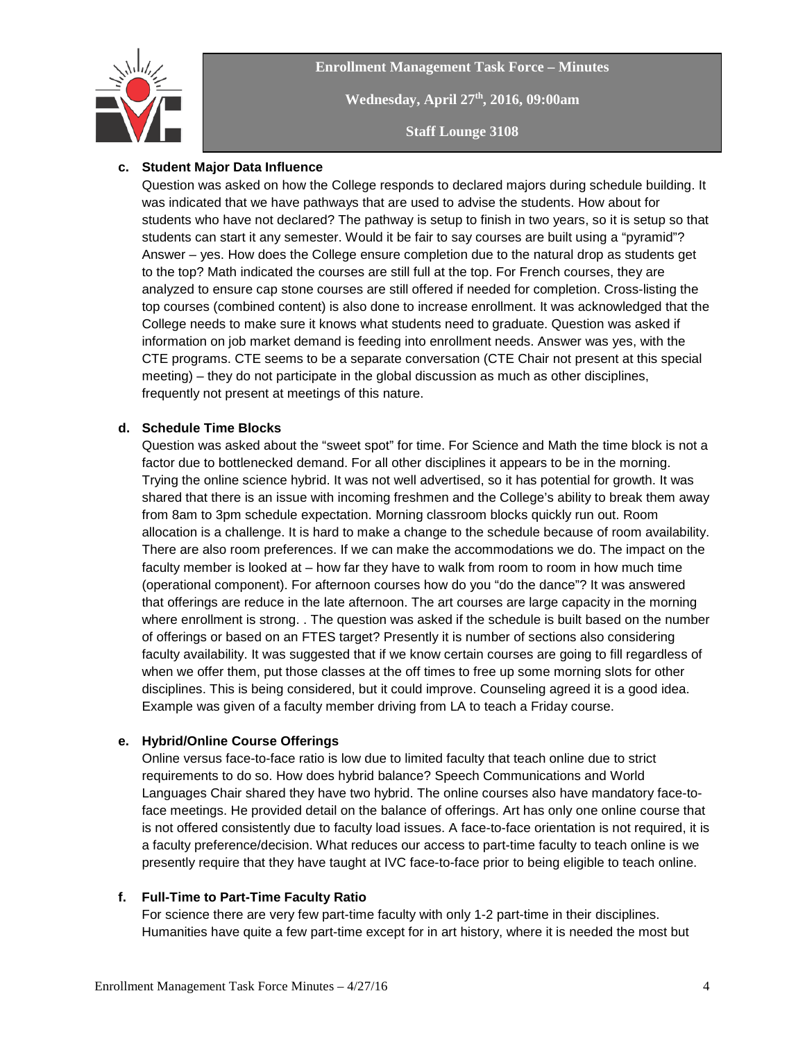**c. Student Major Data Influence**

Question was asked on how the College responds to declared majors during schedule building. It was indicated that we have pathways that are used to advise the students. How about for students who have not declared? The pathway is setup to finish in two years, so it is setup so that students can start it any semester. Would it be fair to say courses are built using a "pyramid"? Answer – yes. How does the College ensure completion due to the natural drop as students get to the top? Math indicated the courses are still full at the top. For French courses, they are analyzed to ensure cap stone courses are still offered if needed for completion. Cross-listing the top courses (combined content) is also done to increase enrollment. It was acknowledged that the College needs to make sure it knows what students need to graduate. Question was asked if information on job market demand is feeding into enrollment needs. Answer was yes, with the CTE programs. CTE seems to be a separate conversation (CTE Chair not present at this special meeting) – they do not participate in the global discussion as much as other disciplines, frequently not present at meetings of this nature.

**d. Schedule Time Blocks**

Question was asked about the "sweet spot" for time. For Science and Math the time block is not a factor due to bottlenecked demand. For all other disciplines it appears to be in the morning. Trying the online science hybrid. It was not well advertised, so it has potential for growth. It was shared that there is an issue with incoming freshmen and the College's ability to break them away from 8am to 3pm schedule expectation. Morning classroom blocks quickly run out. Room allocation is a challenge. It is hard to make a change to the schedule because of room availability. There are also room preferences. If we can make the accommodations we do. The impact on the faculty member is looked at – how far they have to walk from room to room in how much time (operational component). For afternoon courses how do you "do the dance"? It was answered that offerings are reduce in the late afternoon. The art courses are large capacity in the morning where enrollment is strong. . The question was asked if the schedule is built based on the number of offerings or based on an FTES target? Presently it is number of sections also considering faculty availability. It was suggested that if we know certain courses are going to fill regardless of when we offer them, put those classes at the off times to free up some morning slots for other disciplines. This is being considered, but it could improve. Counseling agreed it is a good idea. Example was given of a faculty member driving from LA to teach a Friday course.

**e. Hybrid/Online Course Offerings**

Online versus face-to-face ratio is low due to limited faculty that teach online due to strict requirements to do so. How does hybrid balance? Speech Communications and World Languages Chair shared they have two hybrid. The online courses also have mandatory face-to-face meetings. He provided detail on the balance of offerings. Art has only one online course that is not offered consistently due to faculty load issues. A face-to-face orientation is not required, it is a faculty preference/decision. What reduces our access to part-time faculty to teach online is we presently require that they have taught at IVC face-to-face prior to being eligible to teach online.

**f. Full-Time to Part-Time Faculty Ratio**

For science there are very few part-time faculty with only 1-2 part-time in their disciplines. Humanities have quite a few part-time except for in art history, where it is needed the most but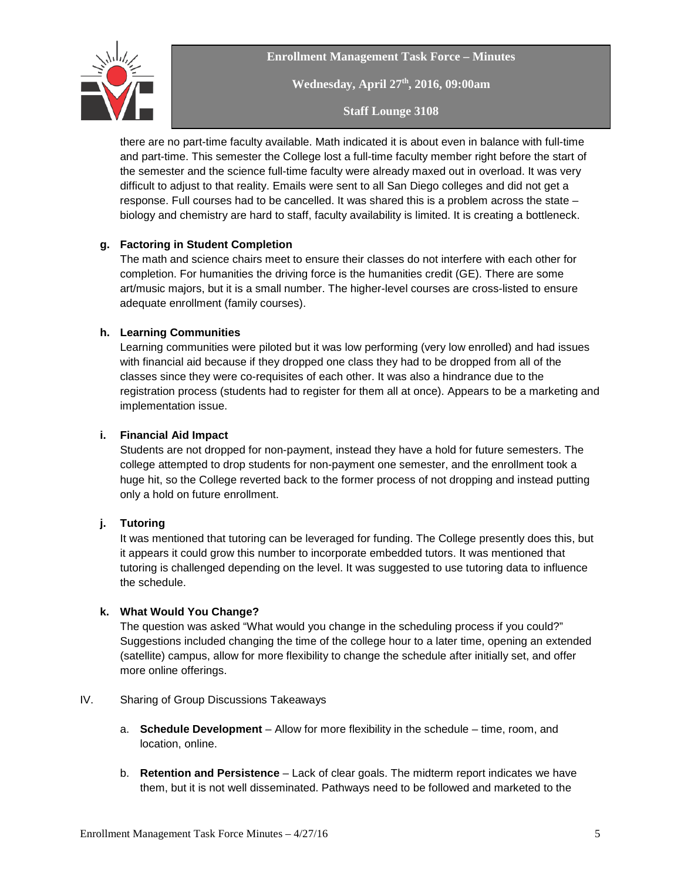there are no part-time faculty available. Math indicated it is about even in balance with full-time and part-time. This semester the College lost a full-time faculty member right before the start of the semester and the science full-time faculty were already maxed out in overload. It was very difficult to adjust to that reality. Emails were sent to all San Diego colleges and did not get a response. Full courses had to be cancelled. It was shared this is a problem across the state – biology and chemistry are hard to staff, faculty availability is limited. It is creating a bottleneck.

**g. Factoring in Student Completion**

The math and science chairs meet to ensure their classes do not interfere with each other for completion. For humanities the driving force is the humanities credit (GE). There are some art/music majors, but it is a small number. The higher-level courses are cross-listed to ensure adequate enrollment (family courses).

**h. Learning Communities**

Learning communities were piloted but it was low performing (very low enrolled) and had issues with financial aid because if they dropped one class they had to be dropped from all of the classes since they were co-requisites of each other. It was also a hindrance due to the registration process (students had to register for them all at once). Appears to be a marketing and implementation issue.

**i. Financial Aid Impact**

Students are not dropped for non-payment, instead they have a hold for future semesters. The college attempted to drop students for non-payment one semester, and the enrollment took a huge hit, so the College reverted back to the former process of not dropping and instead putting only a hold on future enrollment.

**j. Tutoring**

It was mentioned that tutoring can be leveraged for funding. The College presently does this, but it appears it could grow this number to incorporate embedded tutors. It was mentioned that tutoring is challenged depending on the level. It was suggested to use tutoring data to influence the schedule.

**k. What Would You Change?**

The question was asked "What would you change in the scheduling process if you could?" Suggestions included changing the time of the college hour to a later time, opening an extended (satellite) campus, allow for more flexibility to change the schedule after initially set, and offer more online offerings.

IV. Sharing of Group Discussions Takeaways

a. **Schedule Development** – Allow for more flexibility in the schedule – time, room, and location, online.

b. **Retention and Persistence** – Lack of clear goals. The midterm report indicates we have them, but it is not well disseminated. Pathways need to be followed and marketed to the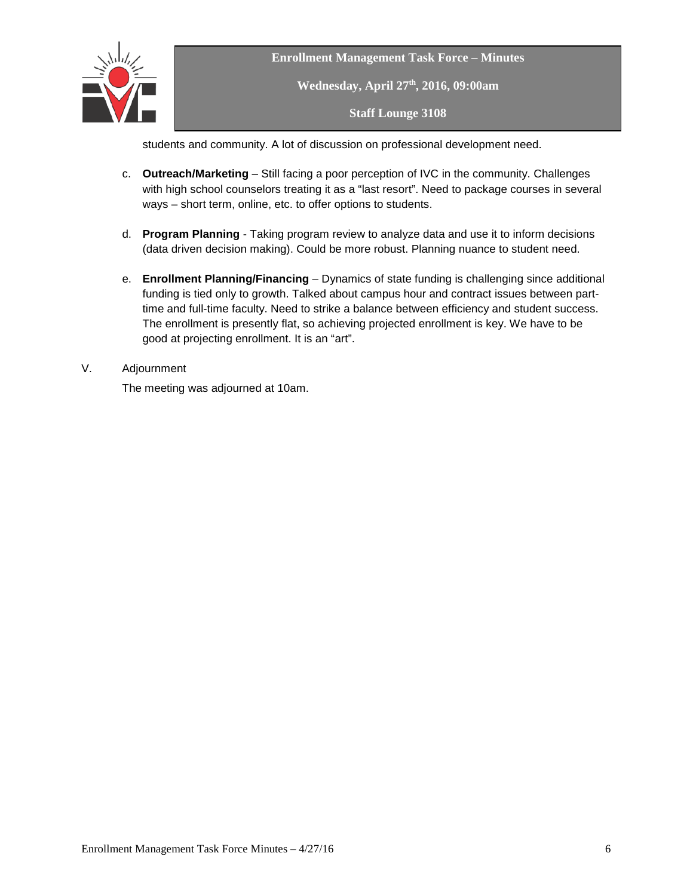students and community. A lot of discussion on professional development need.

c. **Outreach/Marketing** – Still facing a poor perception of IVC in the community. Challenges with high school counselors treating it as a "last resort". Need to package courses in several ways – short term, online, etc. to offer options to students.

d. **Program Planning** - Taking program review to analyze data and use it to inform decisions (data driven decision making). Could be more robust. Planning nuance to student need.

e. **Enrollment Planning/Financing** – Dynamics of state funding is challenging since additional funding is tied only to growth. Talked about campus hour and contract issues between part-time and full-time faculty. Need to strike a balance between efficiency and student success. The enrollment is presently flat, so achieving projected enrollment is key. We have to be good at projecting enrollment. It is an "art".

V. Adjournment

The meeting was adjourned at 10am.